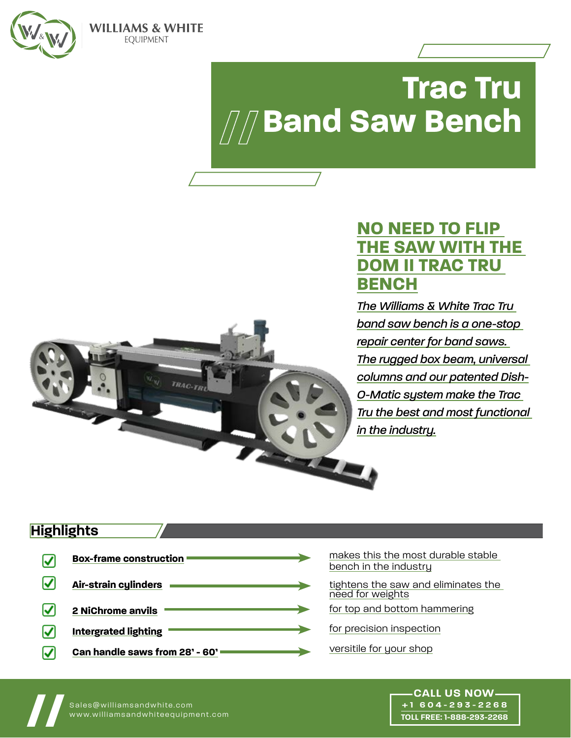WILLIAMS & WHITE
EQUIPMENT

# Trac Tru Band Saw Bench

## NO NEED TO FLIP THE SAW WITH THE DOM II TRAC TRU BENCH

*The Williams & White Trac Tru band saw bench is a one-stop repair center for band saws. The rugged box beam, universal columns and our patented Dish-O-Matic system make the Trac Tru the best and most functional in the industry.*

## Highlights

- **Box-frame construction** → makes this the most durable stable bench in the industry
- **Air-strain cylinders** → tightens the saw and eliminates the need for weights
- **2 NiChrome anvils** → for top and bottom hammering
- **Intergrated lighting** → for precision inspection
- **Can handle saws from 28' - 60'** → versitile for your shop

Sales@williamsandwhite.com
www.williamsandwhiteequipment.com

**CALL US NOW**
+1 604-293-2268
TOLL FREE: 1-888-293-2268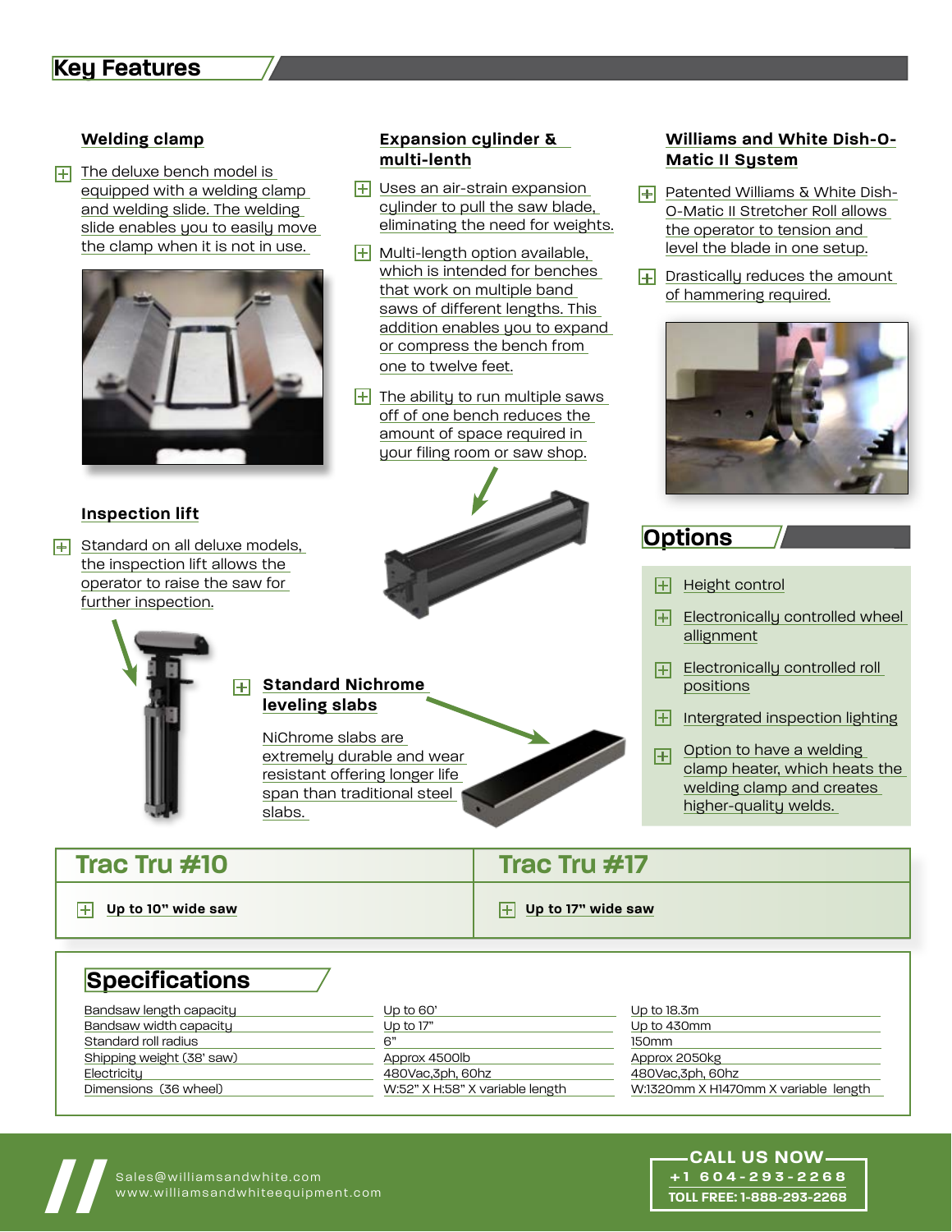## Key Features

### Welding clamp

- The deluxe bench model is equipped with a welding clamp and welding slide. The welding slide enables you to easily move the clamp when it is not in use.

### Inspection lift

- Standard on all deluxe models, the inspection lift allows the operator to raise the saw for further inspection.

### Expansion cylinder & multi-lenth

- Uses an air-strain expansion cylinder to pull the saw blade, eliminating the need for weights.
- Multi-length option available, which is intended for benches that work on multiple band saws of different lengths. This addition enables you to expand or compress the bench from one to twelve feet.
- The ability to run multiple saws off of one bench reduces the amount of space required in your filing room or saw shop.

### Standard Nichrome leveling slabs

NiChrome slabs are extremely durable and wear resistant offering longer life span than traditional steel slabs.

### Williams and White Dish-O-Matic II System

- Patented Williams & White Dish-O-Matic II Stretcher Roll allows the operator to tension and level the blade in one setup.
- Drastically reduces the amount of hammering required.

## Options

- Height control
- Electronically controlled wheel allignment
- Electronically controlled roll positions
- Intergrated inspection lighting
- Option to have a welding clamp heater, which heats the welding clamp and creates higher-quality welds.

| Trac Tru #10 | Trac Tru #17 |
| --- | --- |
| Up to 10" wide saw | Up to 17" wide saw |

## Specifications

| | | |
| --- | --- | --- |
| Bandsaw length capacity | Up to 60' | Up to 18.3m |
| Bandsaw width capacity | Up to 17" | Up to 430mm |
| Standard roll radius | 6" | 150mm |
| Shipping weight (38' saw) | Approx 4500lb | Approx 2050kg |
| Electricity | 480Vac,3ph, 60hz | 480Vac,3ph, 60hz |
| Dimensions (36 wheel) | W:52" X H:58" X variable length | W:1320mm X H1470mm X variable length |

Sales@williamsandwhite.com
www.williamsandwhiteequipment.com

**CALL US NOW**
**+1 604-293-2268**
**TOLL FREE: 1-888-293-2268**